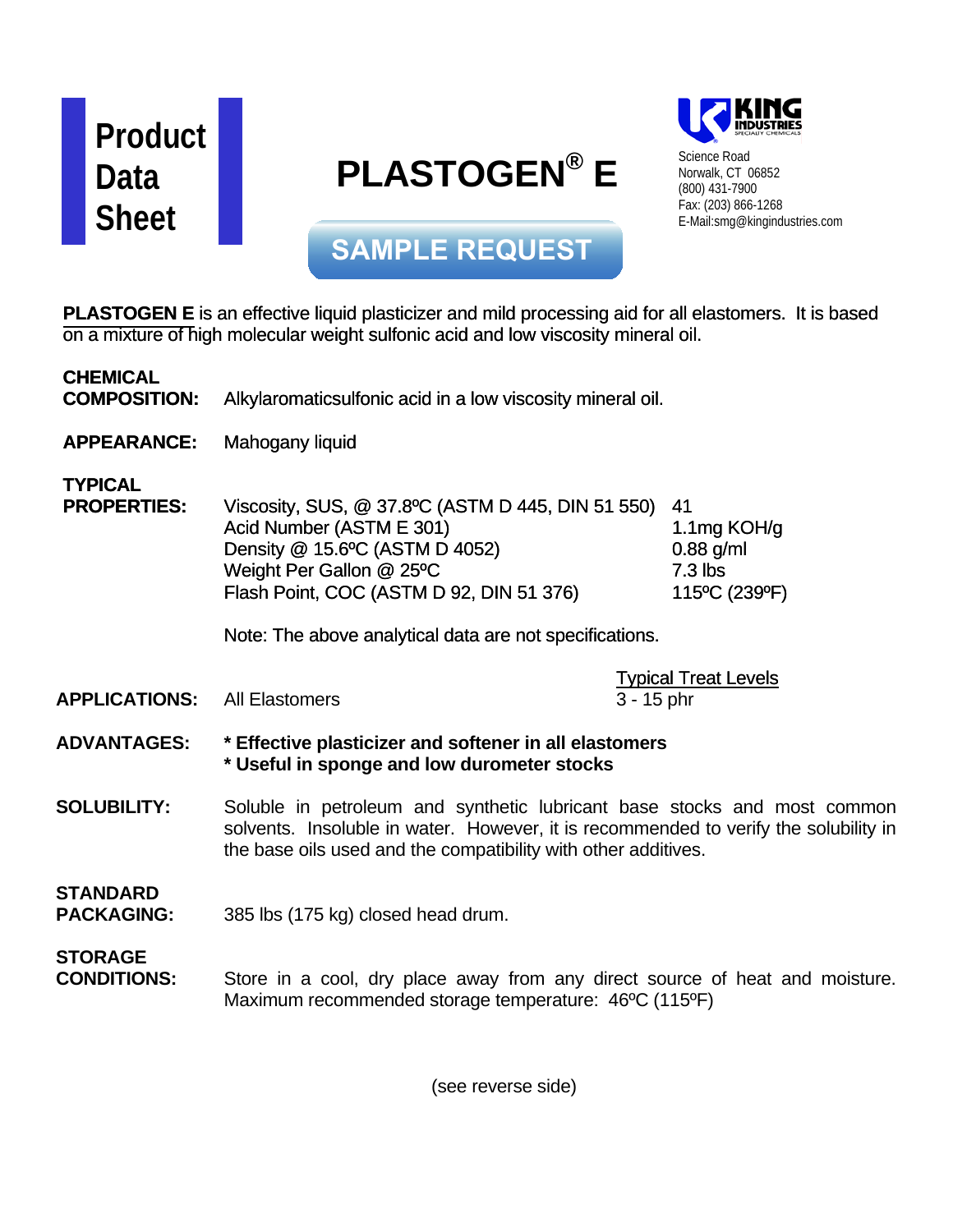# Product Data Sheet

# PLASTOGEN® E

SAMPLE REQUEST

KING INDUSTRIES
SPECIALTY CHEMICALS

Science Road
Norwalk, CT 06852
(800) 431-7900
Fax: (203) 866-1268
E-Mail:smg@kingindustries.com

**PLASTOGEN E** is an effective liquid plasticizer and mild processing aid for all elastomers. It is based on a mixture of high molecular weight sulfonic acid and low viscosity mineral oil.

**CHEMICAL COMPOSITION:** Alkylaromaticsulfonic acid in a low viscosity mineral oil.

**APPEARANCE:** Mahogany liquid

**TYPICAL PROPERTIES:**

| Property | Value |
|---|---|
| Viscosity, SUS, @ 37.8ºC (ASTM D 445, DIN 51 550) | 41 |
| Acid Number (ASTM E 301) | 1.1mg KOH/g |
| Density @ 15.6ºC (ASTM D 4052) | 0.88 g/ml |
| Weight Per Gallon @ 25ºC | 7.3 lbs |
| Flash Point, COC (ASTM D 92, DIN 51 376) | 115ºC (239ºF) |

Note: The above analytical data are not specifications.

**APPLICATIONS:**

| Application | Typical Treat Levels |
|---|---|
| All Elastomers | 3 - 15 phr |

**ADVANTAGES:**

- **Effective plasticizer and softener in all elastomers**
- **Useful in sponge and low durometer stocks**

**SOLUBILITY:** Soluble in petroleum and synthetic lubricant base stocks and most common solvents. Insoluble in water. However, it is recommended to verify the solubility in the base oils used and the compatibility with other additives.

**STANDARD PACKAGING:** 385 lbs (175 kg) closed head drum.

**STORAGE CONDITIONS:** Store in a cool, dry place away from any direct source of heat and moisture. Maximum recommended storage temperature: 46ºC (115ºF)

(see reverse side)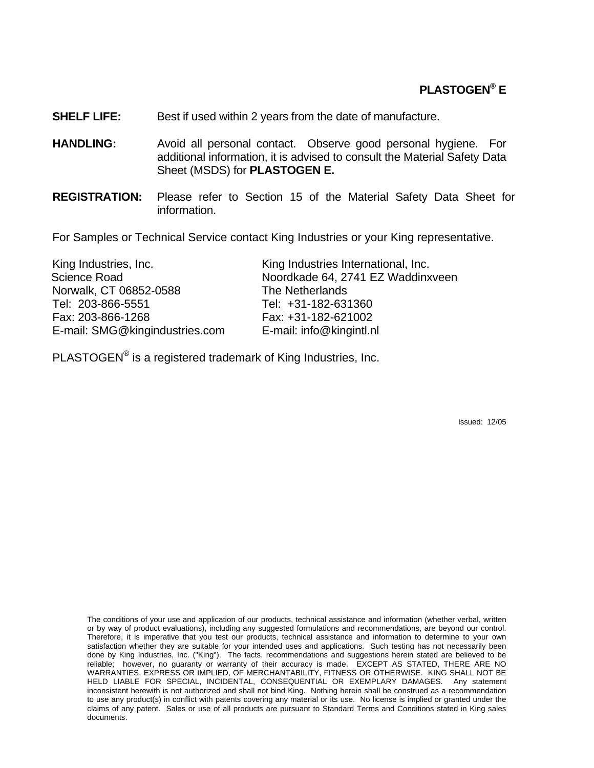**PLASTOGEN® E**

**SHELF LIFE:** Best if used within 2 years from the date of manufacture.

**HANDLING:** Avoid all personal contact. Observe good personal hygiene. For additional information, it is advised to consult the Material Safety Data Sheet (MSDS) for **PLASTOGEN E.**

**REGISTRATION:** Please refer to Section 15 of the Material Safety Data Sheet for information.

For Samples or Technical Service contact King Industries or your King representative.

King Industries, Inc.
Science Road
Norwalk, CT 06852-0588
Tel: 203-866-5551
Fax: 203-866-1268
E-mail: SMG@kingindustries.com

King Industries International, Inc.
Noordkade 64, 2741 EZ Waddinxveen
The Netherlands
Tel: +31-182-631360
Fax: +31-182-621002
E-mail: info@kingintl.nl

PLASTOGEN® is a registered trademark of King Industries, Inc.

Issued: 12/05

The conditions of your use and application of our products, technical assistance and information (whether verbal, written or by way of product evaluations), including any suggested formulations and recommendations, are beyond our control. Therefore, it is imperative that you test our products, technical assistance and information to determine to your own satisfaction whether they are suitable for your intended uses and applications. Such testing has not necessarily been done by King Industries, Inc. ("King"). The facts, recommendations and suggestions herein stated are believed to be reliable; however, no guaranty or warranty of their accuracy is made. EXCEPT AS STATED, THERE ARE NO WARRANTIES, EXPRESS OR IMPLIED, OF MERCHANTABILITY, FITNESS OR OTHERWISE. KING SHALL NOT BE HELD LIABLE FOR SPECIAL, INCIDENTAL, CONSEQUENTIAL OR EXEMPLARY DAMAGES. Any statement inconsistent herewith is not authorized and shall not bind King. Nothing herein shall be construed as a recommendation to use any product(s) in conflict with patents covering any material or its use. No license is implied or granted under the claims of any patent. Sales or use of all products are pursuant to Standard Terms and Conditions stated in King sales documents.